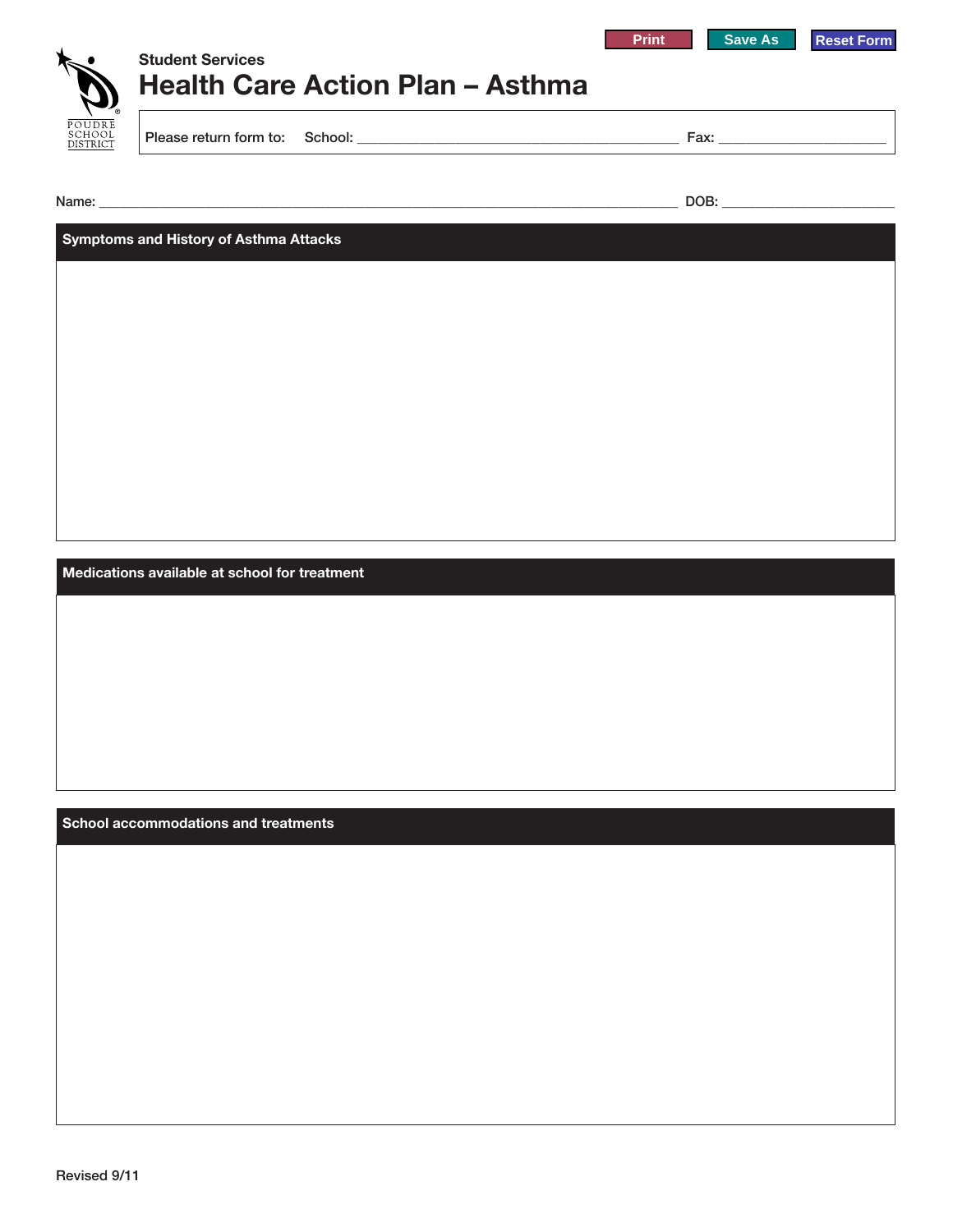Print | Save As | Reset Form

POUDRE SCHOOL DISTRICT

Student Services

# Health Care Action Plan – Asthma

Please return form to: School: ___________________________________________ Fax: ______________________

Name: ___________________________________________________________________________ DOB: _______________________

## Symptoms and History of Asthma Attacks

## Medications available at school for treatment

## School accommodations and treatments

Revised 9/11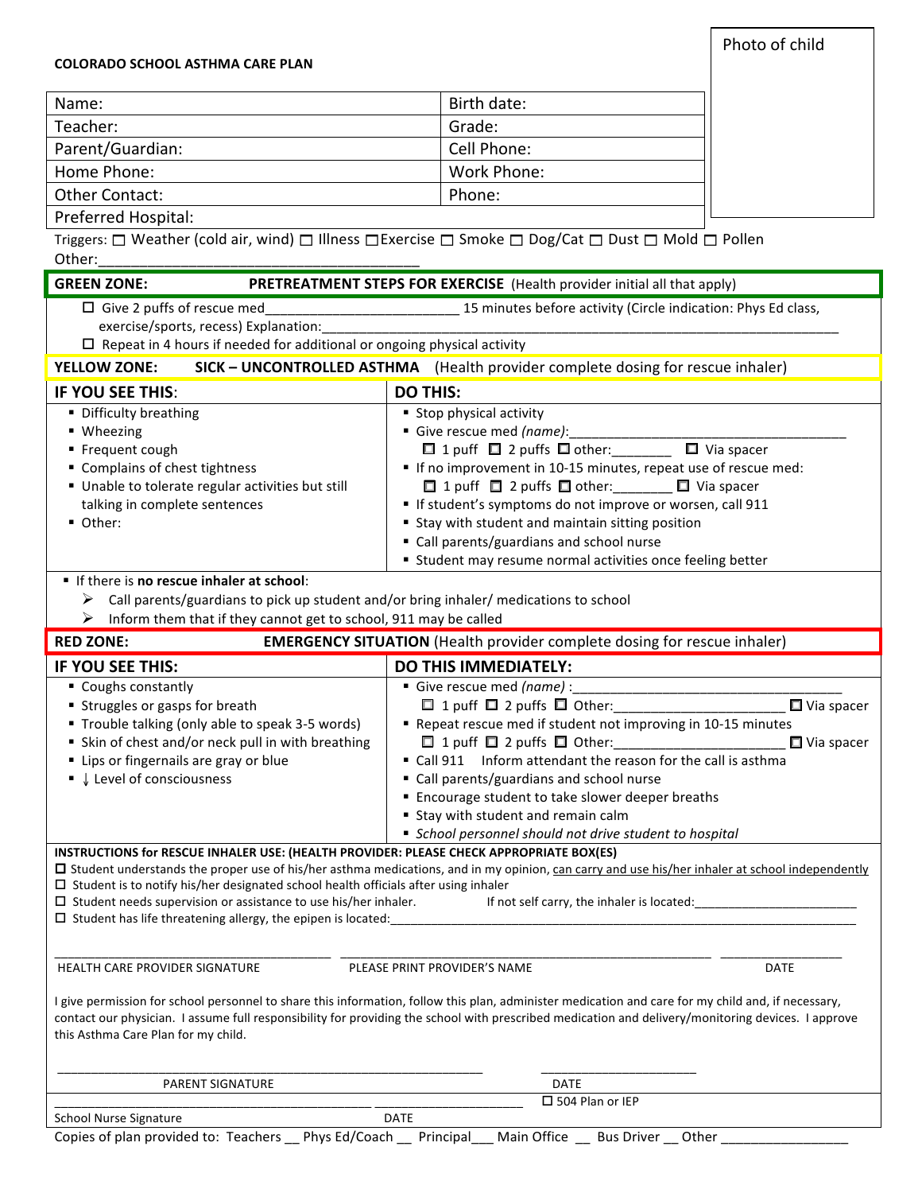**COLORADO SCHOOL ASTHMA CARE PLAN**

Photo of child

| | |
|---|---|
| Name: | Birth date: |
| Teacher: | Grade: |
| Parent/Guardian: | Cell Phone: |
| Home Phone: | Work Phone: |
| Other Contact: | Phone: |
| Preferred Hospital: | |

Triggers: ☐ Weather (cold air, wind) ☐ Illness ☐ Exercise ☐ Smoke ☐ Dog/Cat ☐ Dust ☐ Mold ☐ Pollen
Other:_______________________________________

**GREEN ZONE: PRETREATMENT STEPS FOR EXERCISE** (Health provider initial all that apply)

☐ Give 2 puffs of rescue med_________________________ 15 minutes before activity (Circle indication: Phys Ed class, exercise/sports, recess) Explanation:_______________________________________________________________________

☐ Repeat in 4 hours if needed for additional or ongoing physical activity

**YELLOW ZONE: SICK – UNCONTROLLED ASTHMA** (Health provider complete dosing for rescue inhaler)

| IF YOU SEE THIS: | DO THIS: |
|---|---|
| ▪ Difficulty breathing<br>▪ Wheezing<br>▪ Frequent cough<br>▪ Complains of chest tightness<br>▪ Unable to tolerate regular activities but still talking in complete sentences<br>▪ Other: | ▪ Stop physical activity<br>▪ Give rescue med *(name)*:_____________________________________<br>☐ 1 puff ☐ 2 puffs ☐ other:________ ☐ Via spacer<br>▪ If no improvement in 10-15 minutes, repeat use of rescue med:<br>☐ 1 puff ☐ 2 puffs ☐ other:________ ☐ Via spacer<br>▪ If student's symptoms do not improve or worsen, call 911<br>▪ Stay with student and maintain sitting position<br>▪ Call parents/guardians and school nurse<br>▪ Student may resume normal activities once feeling better |

▪ If there is **no rescue inhaler at school**:
- ➢ Call parents/guardians to pick up student and/or bring inhaler/ medications to school
- ➢ Inform them that if they cannot get to school, 911 may be called

**RED ZONE: EMERGENCY SITUATION** (Health provider complete dosing for rescue inhaler)

| IF YOU SEE THIS: | DO THIS IMMEDIATELY: |
|---|---|
| ▪ Coughs constantly<br>▪ Struggles or gasps for breath<br>▪ Trouble talking (only able to speak 3-5 words)<br>▪ Skin of chest and/or neck pull in with breathing<br>▪ Lips or fingernails are gray or blue<br>▪ ↓ Level of consciousness | ▪ Give rescue med *(name)* :_____________________________________<br>☐ 1 puff ☐ 2 puffs ☐ Other:______________________ ☐ Via spacer<br>▪ Repeat rescue med if student not improving in 10-15 minutes<br>☐ 1 puff ☐ 2 puffs ☐ Other:______________________ ☐ Via spacer<br>▪ Call 911 Inform attendant the reason for the call is asthma<br>▪ Call parents/guardians and school nurse<br>▪ Encourage student to take slower deeper breaths<br>▪ Stay with student and remain calm<br>▪ *School personnel should not drive student to hospital* |

**INSTRUCTIONS for RESCUE INHALER USE: (HEALTH PROVIDER: PLEASE CHECK APPROPRIATE BOX(ES)**

☐ Student understands the proper use of his/her asthma medications, and in my opinion, can carry and use his/her inhaler at school independently
☐ Student is to notify his/her designated school health officials after using inhaler
☐ Student needs supervision or assistance to use his/her inhaler. If not self carry, the inhaler is located:________________________
☐ Student has life threatening allergy, the epipen is located:_______________________________________________________________________

_______________________________________ _____________________________________________________ __________________
HEALTH CARE PROVIDER SIGNATURE PLEASE PRINT PROVIDER'S NAME DATE

I give permission for school personnel to share this information, follow this plan, administer medication and care for my child and, if necessary, contact our physician. I assume full responsibility for providing the school with prescribed medication and delivery/monitoring devices. I approve this Asthma Care Plan for my child.

____________________________________________________________ ______________________
PARENT SIGNATURE DATE

_____________________________________________ _____________________ ☐ 504 Plan or IEP
School Nurse Signature DATE

Copies of plan provided to: Teachers __ Phys Ed/Coach __ Principal___ Main Office __ Bus Driver __ Other ________________